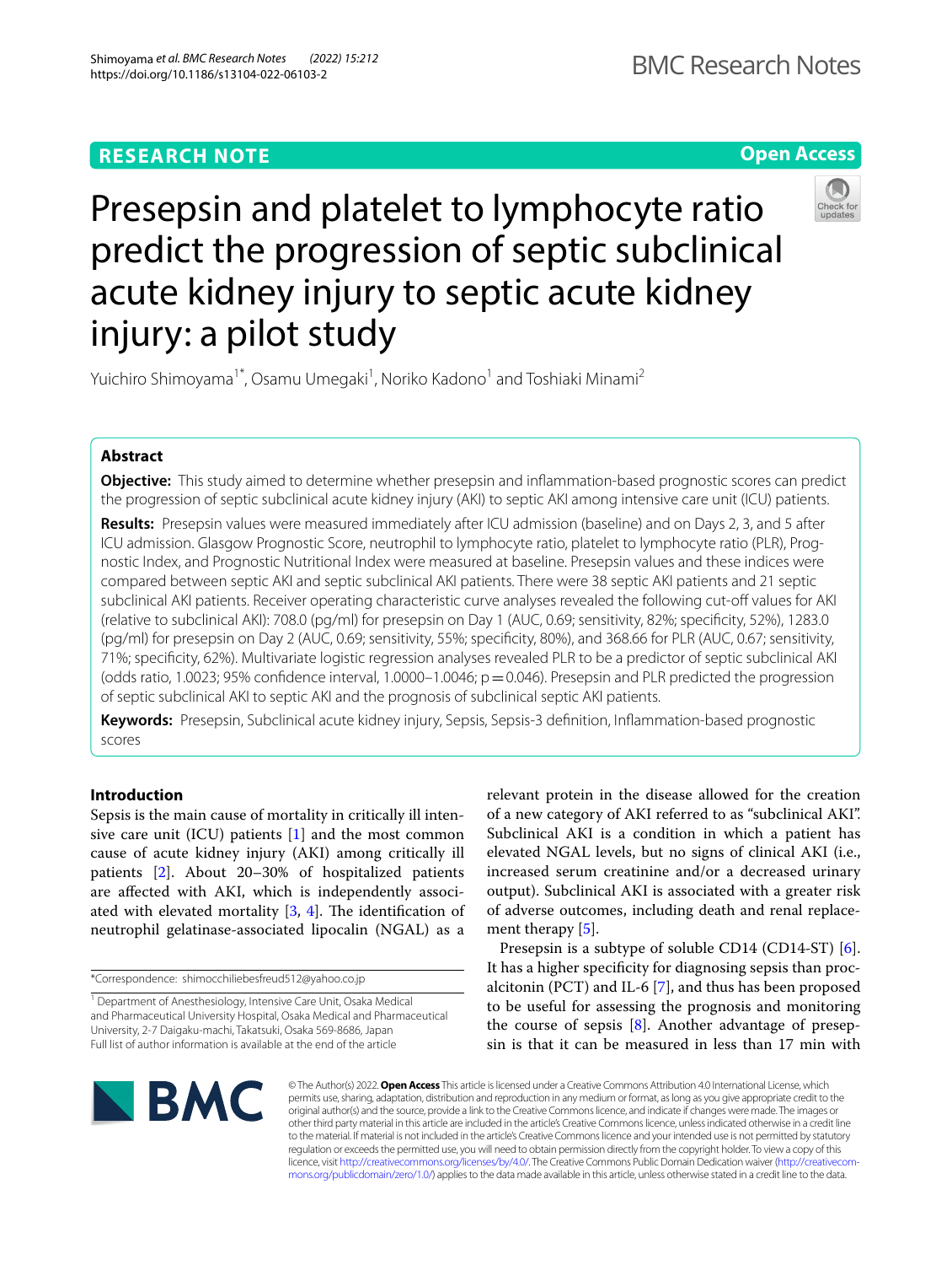RESEARCH NOTE

Open Access

# Presepsin and platelet to lymphocyte ratio predict the progression of septic subclinical acute kidney injury to septic acute kidney injury: a pilot study

Yuichiro Shimoyama[1*], Osamu Umegaki[1], Noriko Kadono[1] and Toshiaki Minami[2]

## Abstract

**Objective:** This study aimed to determine whether presepsin and inflammation-based prognostic scores can predict the progression of septic subclinical acute kidney injury (AKI) to septic AKI among intensive care unit (ICU) patients.

**Results:** Presepsin values were measured immediately after ICU admission (baseline) and on Days 2, 3, and 5 after ICU admission. Glasgow Prognostic Score, neutrophil to lymphocyte ratio, platelet to lymphocyte ratio (PLR), Prognostic Index, and Prognostic Nutritional Index were measured at baseline. Presepsin values and these indices were compared between septic AKI and septic subclinical AKI patients. There were 38 septic AKI patients and 21 septic subclinical AKI patients. Receiver operating characteristic curve analyses revealed the following cut-off values for AKI (relative to subclinical AKI): 708.0 (pg/ml) for presepsin on Day 1 (AUC, 0.69; sensitivity, 82%; specificity, 52%), 1283.0 (pg/ml) for presepsin on Day 2 (AUC, 0.69; sensitivity, 55%; specificity, 80%), and 368.66 for PLR (AUC, 0.67; sensitivity, 71%; specificity, 62%). Multivariate logistic regression analyses revealed PLR to be a predictor of septic subclinical AKI (odds ratio, 1.0023; 95% confidence interval, 1.0000–1.0046; $p = 0.046$). Presepsin and PLR predicted the progression of septic subclinical AKI to septic AKI and the prognosis of subclinical septic AKI patients.

**Keywords:** Presepsin, Subclinical acute kidney injury, Sepsis, Sepsis-3 definition, Inflammation-based prognostic scores

## Introduction

Sepsis is the main cause of mortality in critically ill intensive care unit (ICU) patients [1] and the most common cause of acute kidney injury (AKI) among critically ill patients [2]. About 20–30% of hospitalized patients are affected with AKI, which is independently associated with elevated mortality [3, 4]. The identification of neutrophil gelatinase-associated lipocalin (NGAL) as a relevant protein in the disease allowed for the creation of a new category of AKI referred to as "subclinical AKI". Subclinical AKI is a condition in which a patient has elevated NGAL levels, but no signs of clinical AKI (i.e., increased serum creatinine and/or a decreased urinary output). Subclinical AKI is associated with a greater risk of adverse outcomes, including death and renal replacement therapy [5].

Presepsin is a subtype of soluble CD14 (CD14-ST) [6]. It has a higher specificity for diagnosing sepsis than procalcitonin (PCT) and IL-6 [7], and thus has been proposed to be useful for assessing the prognosis and monitoring the course of sepsis [8]. Another advantage of presepsin is that it can be measured in less than 17 min with

*Correspondence: shimocchiliebesfreud512@yahoo.co.jp

[1] Department of Anesthesiology, Intensive Care Unit, Osaka Medical and Pharmaceutical University Hospital, Osaka Medical and Pharmaceutical University, 2-7 Daigaku-machi, Takatsuki, Osaka 569-8686, Japan

Full list of author information is available at the end of the article

© The Author(s) 2022. **Open Access** This article is licensed under a Creative Commons Attribution 4.0 International License, which permits use, sharing, adaptation, distribution and reproduction in any medium or format, as long as you give appropriate credit to the original author(s) and the source, provide a link to the Creative Commons licence, and indicate if changes were made. The images or other third party material in this article are included in the article's Creative Commons licence, unless indicated otherwise in a credit line to the material. If material is not included in the article's Creative Commons licence and your intended use is not permitted by statutory regulation or exceeds the permitted use, you will need to obtain permission directly from the copyright holder. To view a copy of this licence, visit http://creativecommons.org/licenses/by/4.0/. The Creative Commons Public Domain Dedication waiver (http://creativecommons.org/publicdomain/zero/1.0/) applies to the data made available in this article, unless otherwise stated in a credit line to the data.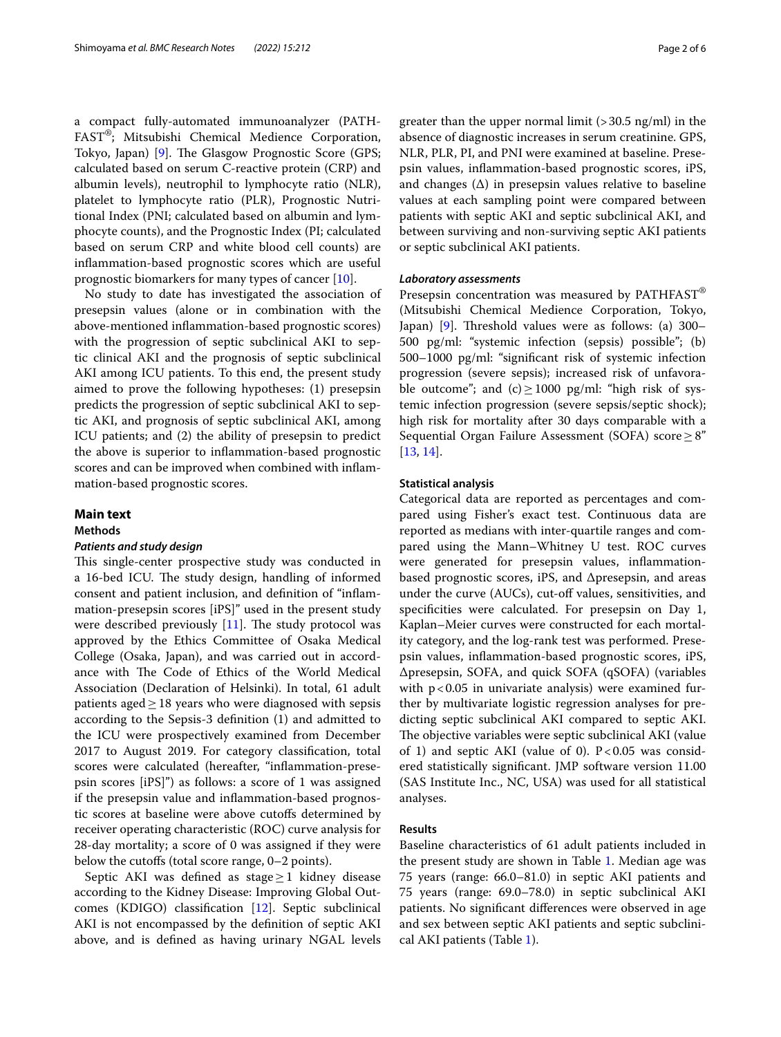a compact fully-automated immunoanalyzer (PATHFAST®; Mitsubishi Chemical Medience Corporation, Tokyo, Japan) [9]. The Glasgow Prognostic Score (GPS; calculated based on serum C-reactive protein (CRP) and albumin levels), neutrophil to lymphocyte ratio (NLR), platelet to lymphocyte ratio (PLR), Prognostic Nutritional Index (PNI; calculated based on albumin and lymphocyte counts), and the Prognostic Index (PI; calculated based on serum CRP and white blood cell counts) are inflammation-based prognostic scores which are useful prognostic biomarkers for many types of cancer [10].

No study to date has investigated the association of presepsin values (alone or in combination with the above-mentioned inflammation-based prognostic scores) with the progression of septic subclinical AKI to septic clinical AKI and the prognosis of septic subclinical AKI among ICU patients. To this end, the present study aimed to prove the following hypotheses: (1) presepsin predicts the progression of septic subclinical AKI to septic AKI, and prognosis of septic subclinical AKI, among ICU patients; and (2) the ability of presepsin to predict the above is superior to inflammation-based prognostic scores and can be improved when combined with inflammation-based prognostic scores.

## Main text

### Methods

#### *Patients and study design*

This single-center prospective study was conducted in a 16-bed ICU. The study design, handling of informed consent and patient inclusion, and definition of "inflammation-presepsin scores [iPS]" used in the present study were described previously [11]. The study protocol was approved by the Ethics Committee of Osaka Medical College (Osaka, Japan), and was carried out in accordance with The Code of Ethics of the World Medical Association (Declaration of Helsinki). In total, 61 adult patients aged ≥ 18 years who were diagnosed with sepsis according to the Sepsis-3 definition (1) and admitted to the ICU were prospectively examined from December 2017 to August 2019. For category classification, total scores were calculated (hereafter, "inflammation-presepsin scores [iPS]") as follows: a score of 1 was assigned if the presepsin value and inflammation-based prognostic scores at baseline were above cutoffs determined by receiver operating characteristic (ROC) curve analysis for 28-day mortality; a score of 0 was assigned if they were below the cutoffs (total score range, 0–2 points).

Septic AKI was defined as stage ≥ 1 kidney disease according to the Kidney Disease: Improving Global Outcomes (KDIGO) classification [12]. Septic subclinical AKI is not encompassed by the definition of septic AKI above, and is defined as having urinary NGAL levels greater than the upper normal limit (> 30.5 ng/ml) in the absence of diagnostic increases in serum creatinine. GPS, NLR, PLR, PI, and PNI were examined at baseline. Presepsin values, inflammation-based prognostic scores, iPS, and changes (Δ) in presepsin values relative to baseline values at each sampling point were compared between patients with septic AKI and septic subclinical AKI, and between surviving and non-surviving septic AKI patients or septic subclinical AKI patients.

#### *Laboratory assessments*

Presepsin concentration was measured by PATHFAST® (Mitsubishi Chemical Medience Corporation, Tokyo, Japan) [9]. Threshold values were as follows: (a) 300–500 pg/ml: "systemic infection (sepsis) possible"; (b) 500–1000 pg/ml: "significant risk of systemic infection progression (severe sepsis); increased risk of unfavorable outcome"; and (c) ≥ 1000 pg/ml: "high risk of systemic infection progression (severe sepsis/septic shock); high risk for mortality after 30 days comparable with a Sequential Organ Failure Assessment (SOFA) score ≥ 8" [13, 14].

### Statistical analysis

Categorical data are reported as percentages and compared using Fisher's exact test. Continuous data are reported as medians with inter-quartile ranges and compared using the Mann–Whitney U test. ROC curves were generated for presepsin values, inflammation-based prognostic scores, iPS, and Δpresepsin, and areas under the curve (AUCs), cut-off values, sensitivities, and specificities were calculated. For presepsin on Day 1, Kaplan–Meier curves were constructed for each mortality category, and the log-rank test was performed. Presepsin values, inflammation-based prognostic scores, iPS, Δpresepsin, SOFA, and quick SOFA (qSOFA) (variables with $p < 0.05$ in univariate analysis) were examined further by multivariate logistic regression analyses for predicting septic subclinical AKI compared to septic AKI. The objective variables were septic subclinical AKI (value of 1) and septic AKI (value of 0). $P < 0.05$ was considered statistically significant. JMP software version 11.00 (SAS Institute Inc., NC, USA) was used for all statistical analyses.

### Results

Baseline characteristics of 61 adult patients included in the present study are shown in Table 1. Median age was 75 years (range: 66.0–81.0) in septic AKI patients and 75 years (range: 69.0–78.0) in septic subclinical AKI patients. No significant differences were observed in age and sex between septic AKI patients and septic subclinical AKI patients (Table 1).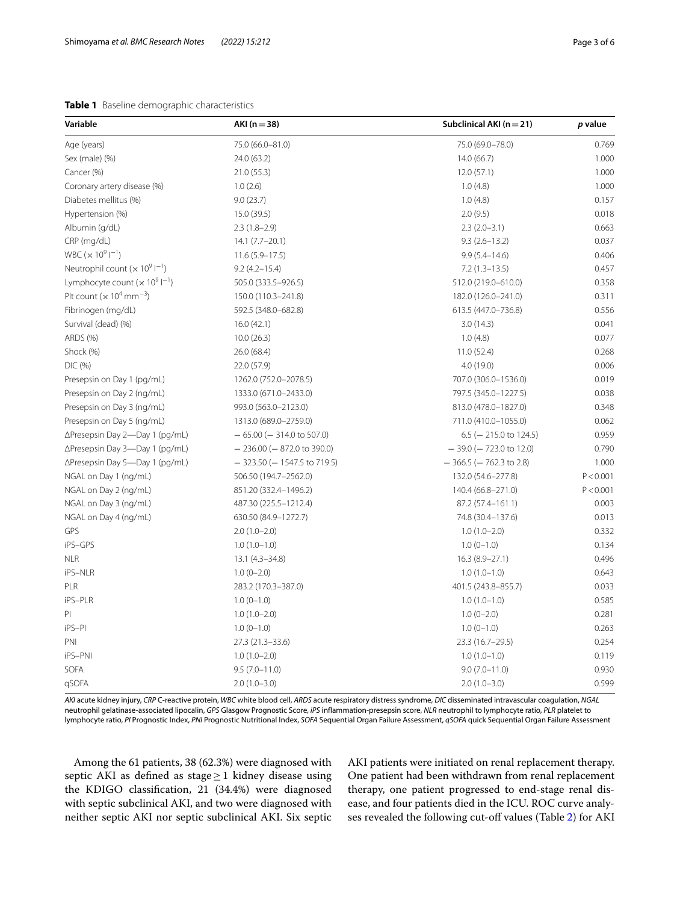**Table 1** Baseline demographic characteristics

| Variable | AKI (n = 38) | Subclinical AKI (n = 21) | *p* value |
|---|---|---|---|
| Age (years) | 75.0 (66.0–81.0) | 75.0 (69.0–78.0) | 0.769 |
| Sex (male) (%) | 24.0 (63.2) | 14.0 (66.7) | 1.000 |
| Cancer (%) | 21.0 (55.3) | 12.0 (57.1) | 1.000 |
| Coronary artery disease (%) | 1.0 (2.6) | 1.0 (4.8) | 1.000 |
| Diabetes mellitus (%) | 9.0 (23.7) | 1.0 (4.8) | 0.157 |
| Hypertension (%) | 15.0 (39.5) | 2.0 (9.5) | 0.018 |
| Albumin (g/dL) | 2.3 (1.8–2.9) | 2.3 (2.0–3.1) | 0.663 |
| CRP (mg/dL) | 14.1 (7.7–20.1) | 9.3 (2.6–13.2) | 0.037 |
| WBC ($\times 10^9$ $l^{-1}$) | 11.6 (5.9–17.5) | 9.9 (5.4–14.6) | 0.406 |
| Neutrophil count ($\times 10^9$ $l^{-1}$) | 9.2 (4.2–15.4) | 7.2 (1.3–13.5) | 0.457 |
| Lymphocyte count ($\times 10^9$ $l^{-1}$) | 505.0 (333.5–926.5) | 512.0 (219.0–610.0) | 0.358 |
| Plt count ($\times 10^4$ $mm^{-3}$) | 150.0 (110.3–241.8) | 182.0 (126.0–241.0) | 0.311 |
| Fibrinogen (mg/dL) | 592.5 (348.0–682.8) | 613.5 (447.0–736.8) | 0.556 |
| Survival (dead) (%) | 16.0 (42.1) | 3.0 (14.3) | 0.041 |
| ARDS (%) | 10.0 (26.3) | 1.0 (4.8) | 0.077 |
| Shock (%) | 26.0 (68.4) | 11.0 (52.4) | 0.268 |
| DIC (%) | 22.0 (57.9) | 4.0 (19.0) | 0.006 |
| Presepsin on Day 1 (pg/mL) | 1262.0 (752.0–2078.5) | 707.0 (306.0–1536.0) | 0.019 |
| Presepsin on Day 2 (ng/mL) | 1333.0 (671.0–2433.0) | 797.5 (345.0–1227.5) | 0.038 |
| Presepsin on Day 3 (ng/mL) | 993.0 (563.0–2123.0) | 813.0 (478.0–1827.0) | 0.348 |
| Presepsin on Day 5 (ng/mL) | 1313.0 (689.0–2759.0) | 711.0 (410.0–1055.0) | 0.062 |
| ΔPresepsin Day 2—Day 1 (pg/mL) | − 65.00 (− 314.0 to 507.0) | 6.5 (− 215.0 to 124.5) | 0.959 |
| ΔPresepsin Day 3—Day 1 (pg/mL) | − 236.00 (− 872.0 to 390.0) | − 39.0 (− 723.0 to 12.0) | 0.790 |
| ΔPresepsin Day 5—Day 1 (pg/mL) | − 323.50 (− 1547.5 to 719.5) | − 366.5 (− 762.3 to 2.8) | 1.000 |
| NGAL on Day 1 (ng/mL) | 506.50 (194.7–2562.0) | 132.0 (54.6–277.8) | P < 0.001 |
| NGAL on Day 2 (ng/mL) | 851.20 (332.4–1496.2) | 140.4 (66.8–271.0) | P < 0.001 |
| NGAL on Day 3 (ng/mL) | 487.30 (225.5–1212.4) | 87.2 (57.4–161.1) | 0.003 |
| NGAL on Day 4 (ng/mL) | 630.50 (84.9–1272.7) | 74.8 (30.4–137.6) | 0.013 |
| GPS | 2.0 (1.0–2.0) | 1.0 (1.0–2.0) | 0.332 |
| iPS–GPS | 1.0 (1.0–1.0) | 1.0 (0–1.0) | 0.134 |
| NLR | 13.1 (4.3–34.8) | 16.3 (8.9–27.1) | 0.496 |
| iPS–NLR | 1.0 (0–2.0) | 1.0 (1.0–1.0) | 0.643 |
| PLR | 283.2 (170.3–387.0) | 401.5 (243.8–855.7) | 0.033 |
| iPS–PLR | 1.0 (0–1.0) | 1.0 (1.0–1.0) | 0.585 |
| PI | 1.0 (1.0–2.0) | 1.0 (0–2.0) | 0.281 |
| iPS–PI | 1.0 (0–1.0) | 1.0 (0–1.0) | 0.263 |
| PNI | 27.3 (21.3–33.6) | 23.3 (16.7–29.5) | 0.254 |
| iPS–PNI | 1.0 (1.0–2.0) | 1.0 (1.0–1.0) | 0.119 |
| SOFA | 9.5 (7.0–11.0) | 9.0 (7.0–11.0) | 0.930 |
| qSOFA | 2.0 (1.0–3.0) | 2.0 (1.0–3.0) | 0.599 |

*AKI* acute kidney injury, *CRP* C-reactive protein, *WBC* white blood cell, *ARDS* acute respiratory distress syndrome, *DIC* disseminated intravascular coagulation, *NGAL* neutrophil gelatinase-associated lipocalin, *GPS* Glasgow Prognostic Score, *iPS* inflammation-presepsin score, *NLR* neutrophil to lymphocyte ratio, *PLR* platelet to lymphocyte ratio, *PI* Prognostic Index, *PNI* Prognostic Nutritional Index, *SOFA* Sequential Organ Failure Assessment, *qSOFA* quick Sequential Organ Failure Assessment

Among the 61 patients, 38 (62.3%) were diagnosed with septic AKI as defined as stage ≥ 1 kidney disease using the KDIGO classification, 21 (34.4%) were diagnosed with septic subclinical AKI, and two were diagnosed with neither septic AKI nor septic subclinical AKI. Six septic AKI patients were initiated on renal replacement therapy. One patient had been withdrawn from renal replacement therapy, one patient progressed to end-stage renal disease, and four patients died in the ICU. ROC curve analyses revealed the following cut-off values (Table 2) for AKI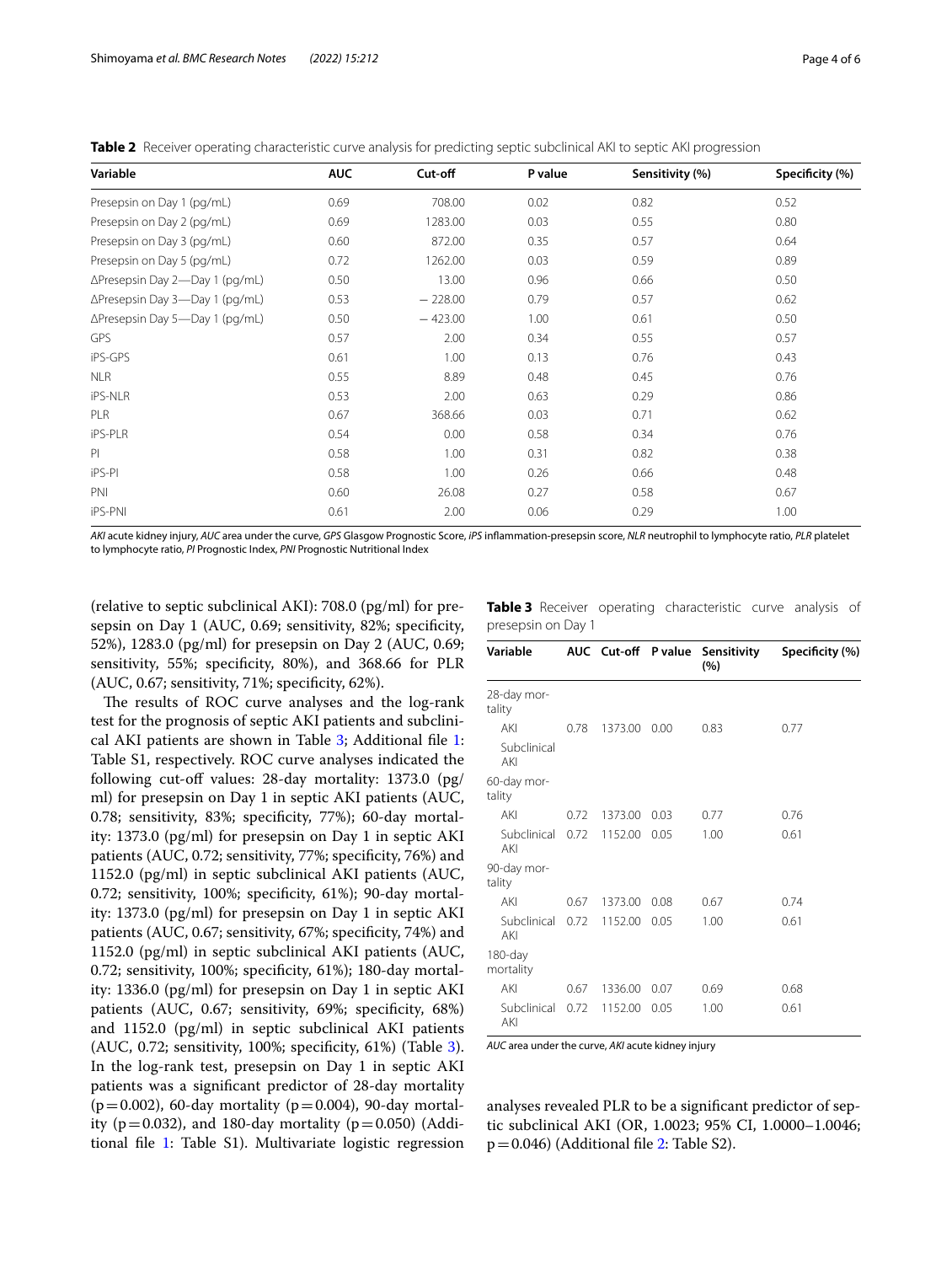**Table 2** Receiver operating characteristic curve analysis for predicting septic subclinical AKI to septic AKI progression

| Variable | AUC | Cut-off | P value | Sensitivity (%) | Specificity (%) |
|---|---|---|---|---|---|
| Presepsin on Day 1 (pg/mL) | 0.69 | 708.00 | 0.02 | 0.82 | 0.52 |
| Presepsin on Day 2 (pg/mL) | 0.69 | 1283.00 | 0.03 | 0.55 | 0.80 |
| Presepsin on Day 3 (pg/mL) | 0.60 | 872.00 | 0.35 | 0.57 | 0.64 |
| Presepsin on Day 5 (pg/mL) | 0.72 | 1262.00 | 0.03 | 0.59 | 0.89 |
| ΔPresepsin Day 2—Day 1 (pg/mL) | 0.50 | 13.00 | 0.96 | 0.66 | 0.50 |
| ΔPresepsin Day 3—Day 1 (pg/mL) | 0.53 | − 228.00 | 0.79 | 0.57 | 0.62 |
| ΔPresepsin Day 5—Day 1 (pg/mL) | 0.50 | − 423.00 | 1.00 | 0.61 | 0.50 |
| GPS | 0.57 | 2.00 | 0.34 | 0.55 | 0.57 |
| iPS-GPS | 0.61 | 1.00 | 0.13 | 0.76 | 0.43 |
| NLR | 0.55 | 8.89 | 0.48 | 0.45 | 0.76 |
| iPS-NLR | 0.53 | 2.00 | 0.63 | 0.29 | 0.86 |
| PLR | 0.67 | 368.66 | 0.03 | 0.71 | 0.62 |
| iPS-PLR | 0.54 | 0.00 | 0.58 | 0.34 | 0.76 |
| PI | 0.58 | 1.00 | 0.31 | 0.82 | 0.38 |
| iPS-PI | 0.58 | 1.00 | 0.26 | 0.66 | 0.48 |
| PNI | 0.60 | 26.08 | 0.27 | 0.58 | 0.67 |
| iPS-PNI | 0.61 | 2.00 | 0.06 | 0.29 | 1.00 |

*AKI* acute kidney injury, *AUC* area under the curve, *GPS* Glasgow Prognostic Score, *iPS* inflammation-presepsin score, *NLR* neutrophil to lymphocyte ratio, *PLR* platelet to lymphocyte ratio, *PI* Prognostic Index, *PNI* Prognostic Nutritional Index

(relative to septic subclinical AKI): 708.0 (pg/ml) for presepsin on Day 1 (AUC, 0.69; sensitivity, 82%; specificity, 52%), 1283.0 (pg/ml) for presepsin on Day 2 (AUC, 0.69; sensitivity, 55%; specificity, 80%), and 368.66 for PLR (AUC, 0.67; sensitivity, 71%; specificity, 62%).

The results of ROC curve analyses and the log-rank test for the prognosis of septic AKI patients and subclinical AKI patients are shown in Table 3; Additional file 1: Table S1, respectively. ROC curve analyses indicated the following cut-off values: 28-day mortality: 1373.0 (pg/ml) for presepsin on Day 1 in septic AKI patients (AUC, 0.78; sensitivity, 83%; specificity, 77%); 60-day mortality: 1373.0 (pg/ml) for presepsin on Day 1 in septic AKI patients (AUC, 0.72; sensitivity, 77%; specificity, 76%) and 1152.0 (pg/ml) in septic subclinical AKI patients (AUC, 0.72; sensitivity, 100%; specificity, 61%); 90-day mortality: 1373.0 (pg/ml) for presepsin on Day 1 in septic AKI patients (AUC, 0.67; sensitivity, 67%; specificity, 74%) and 1152.0 (pg/ml) in septic subclinical AKI patients (AUC, 0.72; sensitivity, 100%; specificity, 61%); 180-day mortality: 1336.0 (pg/ml) for presepsin on Day 1 in septic AKI patients (AUC, 0.67; sensitivity, 69%; specificity, 68%) and 1152.0 (pg/ml) in septic subclinical AKI patients (AUC, 0.72; sensitivity, 100%; specificity, 61%) (Table 3). In the log-rank test, presepsin on Day 1 in septic AKI patients was a significant predictor of 28-day mortality (p = 0.002), 60-day mortality (p = 0.004), 90-day mortality (p = 0.032), and 180-day mortality (p = 0.050) (Additional file 1: Table S1). Multivariate logistic regression analyses revealed PLR to be a significant predictor of septic subclinical AKI (OR, 1.0023; 95% CI, 1.0000–1.0046; p = 0.046) (Additional file 2: Table S2).

**Table 3** Receiver operating characteristic curve analysis of presepsin on Day 1

| Variable | AUC | Cut-off | P value | Sensitivity (%) | Specificity (%) |
|---|---|---|---|---|---|
| 28-day mortality | | | | | |
| AKI | 0.78 | 1373.00 | 0.00 | 0.83 | 0.77 |
| Subclinical AKI | | | | | |
| 60-day mortality | | | | | |
| AKI | 0.72 | 1373.00 | 0.03 | 0.77 | 0.76 |
| Subclinical AKI | 0.72 | 1152.00 | 0.05 | 1.00 | 0.61 |
| 90-day mortality | | | | | |
| AKI | 0.67 | 1373.00 | 0.08 | 0.67 | 0.74 |
| Subclinical AKI | 0.72 | 1152.00 | 0.05 | 1.00 | 0.61 |
| 180-day mortality | | | | | |
| AKI | 0.67 | 1336.00 | 0.07 | 0.69 | 0.68 |
| Subclinical AKI | 0.72 | 1152.00 | 0.05 | 1.00 | 0.61 |

*AUC* area under the curve, *AKI* acute kidney injury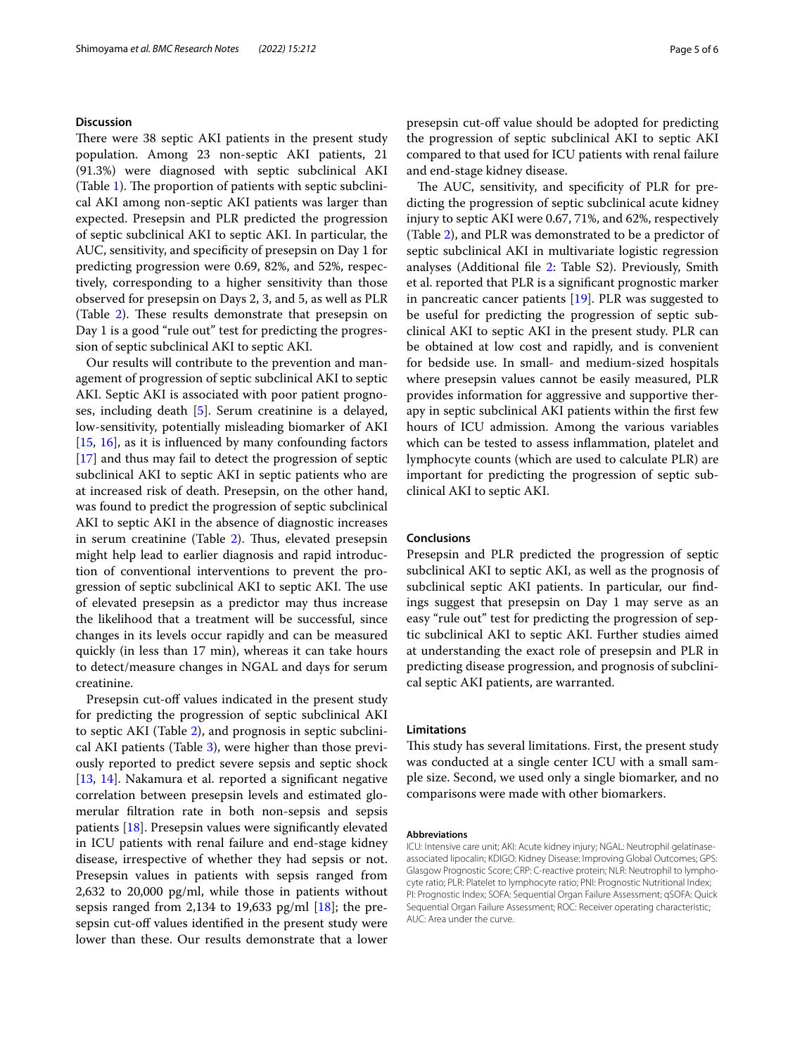## Discussion

There were 38 septic AKI patients in the present study population. Among 23 non-septic AKI patients, 21 (91.3%) were diagnosed with septic subclinical AKI (Table 1). The proportion of patients with septic subclinical AKI among non-septic AKI patients was larger than expected. Presepsin and PLR predicted the progression of septic subclinical AKI to septic AKI. In particular, the AUC, sensitivity, and specificity of presepsin on Day 1 for predicting progression were 0.69, 82%, and 52%, respectively, corresponding to a higher sensitivity than those observed for presepsin on Days 2, 3, and 5, as well as PLR (Table 2). These results demonstrate that presepsin on Day 1 is a good "rule out" test for predicting the progression of septic subclinical AKI to septic AKI.

Our results will contribute to the prevention and management of progression of septic subclinical AKI to septic AKI. Septic AKI is associated with poor patient prognoses, including death [5]. Serum creatinine is a delayed, low-sensitivity, potentially misleading biomarker of AKI [15, 16], as it is influenced by many confounding factors [17] and thus may fail to detect the progression of septic subclinical AKI to septic AKI in septic patients who are at increased risk of death. Presepsin, on the other hand, was found to predict the progression of septic subclinical AKI to septic AKI in the absence of diagnostic increases in serum creatinine (Table 2). Thus, elevated presepsin might help lead to earlier diagnosis and rapid introduction of conventional interventions to prevent the progression of septic subclinical AKI to septic AKI. The use of elevated presepsin as a predictor may thus increase the likelihood that a treatment will be successful, since changes in its levels occur rapidly and can be measured quickly (in less than 17 min), whereas it can take hours to detect/measure changes in NGAL and days for serum creatinine.

Presepsin cut-off values indicated in the present study for predicting the progression of septic subclinical AKI to septic AKI (Table 2), and prognosis in septic subclinical AKI patients (Table 3), were higher than those previously reported to predict severe sepsis and septic shock [13, 14]. Nakamura et al. reported a significant negative correlation between presepsin levels and estimated glomerular filtration rate in both non-sepsis and sepsis patients [18]. Presepsin values were significantly elevated in ICU patients with renal failure and end-stage kidney disease, irrespective of whether they had sepsis or not. Presepsin values in patients with sepsis ranged from 2,632 to 20,000 pg/ml, while those in patients without sepsis ranged from 2,134 to 19,633 pg/ml [18]; the presepsin cut-off values identified in the present study were lower than these. Our results demonstrate that a lower presepsin cut-off value should be adopted for predicting the progression of septic subclinical AKI to septic AKI compared to that used for ICU patients with renal failure and end-stage kidney disease.

The AUC, sensitivity, and specificity of PLR for predicting the progression of septic subclinical acute kidney injury to septic AKI were 0.67, 71%, and 62%, respectively (Table 2), and PLR was demonstrated to be a predictor of septic subclinical AKI in multivariate logistic regression analyses (Additional file 2: Table S2). Previously, Smith et al. reported that PLR is a significant prognostic marker in pancreatic cancer patients [19]. PLR was suggested to be useful for predicting the progression of septic subclinical AKI to septic AKI in the present study. PLR can be obtained at low cost and rapidly, and is convenient for bedside use. In small- and medium-sized hospitals where presepsin values cannot be easily measured, PLR provides information for aggressive and supportive therapy in septic subclinical AKI patients within the first few hours of ICU admission. Among the various variables which can be tested to assess inflammation, platelet and lymphocyte counts (which are used to calculate PLR) are important for predicting the progression of septic subclinical AKI to septic AKI.

## Conclusions

Presepsin and PLR predicted the progression of septic subclinical AKI to septic AKI, as well as the prognosis of subclinical septic AKI patients. In particular, our findings suggest that presepsin on Day 1 may serve as an easy "rule out" test for predicting the progression of septic subclinical AKI to septic AKI. Further studies aimed at understanding the exact role of presepsin and PLR in predicting disease progression, and prognosis of subclinical septic AKI patients, are warranted.

## Limitations

This study has several limitations. First, the present study was conducted at a single center ICU with a small sample size. Second, we used only a single biomarker, and no comparisons were made with other biomarkers.

#### Abbreviations

ICU: Intensive care unit; AKI: Acute kidney injury; NGAL: Neutrophil gelatinase-associated lipocalin; KDIGO: Kidney Disease: Improving Global Outcomes; GPS: Glasgow Prognostic Score; CRP: C-reactive protein; NLR: Neutrophil to lymphocyte ratio; PLR: Platelet to lymphocyte ratio; PNI: Prognostic Nutritional Index; PI: Prognostic Index; SOFA: Sequential Organ Failure Assessment; qSOFA: Quick Sequential Organ Failure Assessment; ROC: Receiver operating characteristic; AUC: Area under the curve.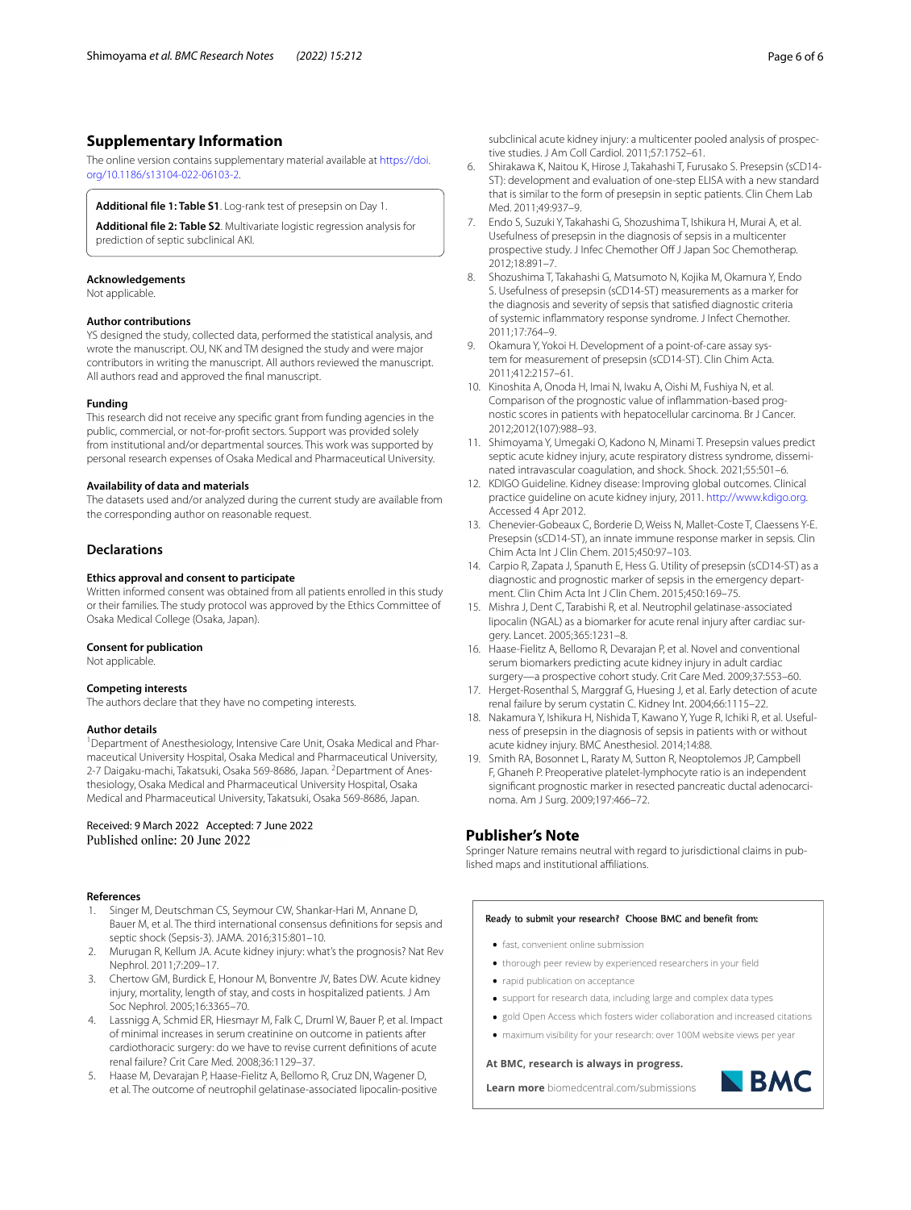## Supplementary Information

The online version contains supplementary material available at https://doi.org/10.1186/s13104-022-06103-2.

**Additional file 1: Table S1**. Log-rank test of presepsin on Day 1.

**Additional file 2: Table S2**. Multivariate logistic regression analysis for prediction of septic subclinical AKI.

### Acknowledgements
Not applicable.

### Author contributions
YS designed the study, collected data, performed the statistical analysis, and wrote the manuscript. OU, NK and TM designed the study and were major contributors in writing the manuscript. All authors reviewed the manuscript. All authors read and approved the final manuscript.

### Funding
This research did not receive any specific grant from funding agencies in the public, commercial, or not-for-profit sectors. Support was provided solely from institutional and/or departmental sources. This work was supported by personal research expenses of Osaka Medical and Pharmaceutical University.

### Availability of data and materials
The datasets used and/or analyzed during the current study are available from the corresponding author on reasonable request.

## Declarations

### Ethics approval and consent to participate
Written informed consent was obtained from all patients enrolled in this study or their families. The study protocol was approved by the Ethics Committee of Osaka Medical College (Osaka, Japan).

### Consent for publication
Not applicable.

### Competing interests
The authors declare that they have no competing interests.

### Author details
[1]Department of Anesthesiology, Intensive Care Unit, Osaka Medical and Pharmaceutical University Hospital, Osaka Medical and Pharmaceutical University, 2-7 Daigaku-machi, Takatsuki, Osaka 569-8686, Japan. [2]Department of Anesthesiology, Osaka Medical and Pharmaceutical University Hospital, Osaka Medical and Pharmaceutical University, Takatsuki, Osaka 569-8686, Japan.

Received: 9 March 2022 Accepted: 7 June 2022
Published online: 20 June 2022

### References

1. Singer M, Deutschman CS, Seymour CW, Shankar-Hari M, Annane D, Bauer M, et al. The third international consensus definitions for sepsis and septic shock (Sepsis-3). JAMA. 2016;315:801–10.
2. Murugan R, Kellum JA. Acute kidney injury: what's the prognosis? Nat Rev Nephrol. 2011;7:209–17.
3. Chertow GM, Burdick E, Honour M, Bonventre JV, Bates DW. Acute kidney injury, mortality, length of stay, and costs in hospitalized patients. J Am Soc Nephrol. 2005;16:3365–70.
4. Lassnigg A, Schmid ER, Hiesmayr M, Falk C, Druml W, Bauer P, et al. Impact of minimal increases in serum creatinine on outcome in patients after cardiothoracic surgery: do we have to revise current definitions of acute renal failure? Crit Care Med. 2008;36:1129–37.
5. Haase M, Devarajan P, Haase-Fielitz A, Bellomo R, Cruz DN, Wagener D, et al. The outcome of neutrophil gelatinase-associated lipocalin-positive subclinical acute kidney injury: a multicenter pooled analysis of prospective studies. J Am Coll Cardiol. 2011;57:1752–61.
6. Shirakawa K, Naitou K, Hirose J, Takahashi T, Furusako S. Presepsin (sCD14-ST): development and evaluation of one-step ELISA with a new standard that is similar to the form of presepsin in septic patients. Clin Chem Lab Med. 2011;49:937–9.
7. Endo S, Suzuki Y, Takahashi G, Shozushima T, Ishikura H, Murai A, et al. Usefulness of presepsin in the diagnosis of sepsis in a multicenter prospective study. J Infec Chemother Off J Japan Soc Chemotherap. 2012;18:891–7.
8. Shozushima T, Takahashi G, Matsumoto N, Kojika M, Okamura Y, Endo S. Usefulness of presepsin (sCD14-ST) measurements as a marker for the diagnosis and severity of sepsis that satisfied diagnostic criteria of systemic inflammatory response syndrome. J Infect Chemother. 2011;17:764–9.
9. Okamura Y, Yokoi H. Development of a point-of-care assay system for measurement of presepsin (sCD14-ST). Clin Chim Acta. 2011;412:2157–61.
10. Kinoshita A, Onoda H, Imai N, Iwaku A, Oishi M, Fushiya N, et al. Comparison of the prognostic value of inflammation-based prognostic scores in patients with hepatocellular carcinoma. Br J Cancer. 2012;2012(107):988–93.
11. Shimoyama Y, Umegaki O, Kadono N, Minami T. Presepsin values predict septic acute kidney injury, acute respiratory distress syndrome, disseminated intravascular coagulation, and shock. Shock. 2021;55:501–6.
12. KDIGO Guideline. Kidney disease: Improving global outcomes. Clinical practice guideline on acute kidney injury, 2011. http://www.kdigo.org. Accessed 4 Apr 2012.
13. Chenevier-Gobeaux C, Borderie D, Weiss N, Mallet-Coste T, Claessens Y-E. Presepsin (sCD14-ST), an innate immune response marker in sepsis. Clin Chim Acta Int J Clin Chem. 2015;450:97–103.
14. Carpio R, Zapata J, Spanuth E, Hess G. Utility of presepsin (sCD14-ST) as a diagnostic and prognostic marker of sepsis in the emergency department. Clin Chim Acta Int J Clin Chem. 2015;450:169–75.
15. Mishra J, Dent C, Tarabishi R, et al. Neutrophil gelatinase-associated lipocalin (NGAL) as a biomarker for acute renal injury after cardiac surgery. Lancet. 2005;365:1231–8.
16. Haase-Fielitz A, Bellomo R, Devarajan P, et al. Novel and conventional serum biomarkers predicting acute kidney injury in adult cardiac surgery—a prospective cohort study. Crit Care Med. 2009;37:553–60.
17. Herget-Rosenthal S, Marggraf G, Huesing J, et al. Early detection of acute renal failure by serum cystatin C. Kidney Int. 2004;66:1115–22.
18. Nakamura Y, Ishikura H, Nishida T, Kawano Y, Yuge R, Ichiki R, et al. Usefulness of presepsin in the diagnosis of sepsis in patients with or without acute kidney injury. BMC Anesthesiol. 2014;14:88.
19. Smith RA, Bosonnet L, Raraty M, Sutton R, Neoptolemos JP, Campbell F, Ghaneh P. Preoperative platelet-lymphocyte ratio is an independent significant prognostic marker in resected pancreatic ductal adenocarcinoma. Am J Surg. 2009;197:466–72.

## Publisher's Note

Springer Nature remains neutral with regard to jurisdictional claims in published maps and institutional affiliations.